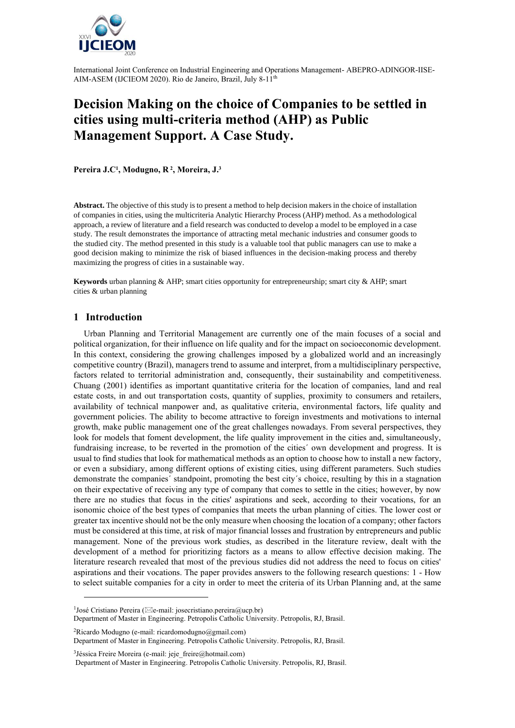International Joint Conference on Industrial Engineering and Operations Management- ABEPRO-ADINGOR-IISE-AIM-ASEM (IJCIEOM 2020). Rio de Janeiro, Brazil, July 8-11th

# Decision Making on the choice of Companies to be settled in cities using multi-criteria method (AHP) as Public Management Support. A Case Study.

**Pereira J.C[1], Modugno, R[2], Moreira, J.[3]**

**Abstract.** The objective of this study is to present a method to help decision makers in the choice of installation of companies in cities, using the multicriteria Analytic Hierarchy Process (AHP) method. As a methodological approach, a review of literature and a field research was conducted to develop a model to be employed in a case study. The result demonstrates the importance of attracting metal mechanic industries and consumer goods to the studied city. The method presented in this study is a valuable tool that public managers can use to make a good decision making to minimize the risk of biased influences in the decision-making process and thereby maximizing the progress of cities in a sustainable way.

**Keywords** urban planning & AHP; smart cities opportunity for entrepreneurship; smart city & AHP; smart cities & urban planning

## 1 Introduction

Urban Planning and Territorial Management are currently one of the main focuses of a social and political organization, for their influence on life quality and for the impact on socioeconomic development. In this context, considering the growing challenges imposed by a globalized world and an increasingly competitive country (Brazil), managers trend to assume and interpret, from a multidisciplinary perspective, factors related to territorial administration and, consequently, their sustainability and competitiveness. Chuang (2001) identifies as important quantitative criteria for the location of companies, land and real estate costs, in and out transportation costs, quantity of supplies, proximity to consumers and retailers, availability of technical manpower and, as qualitative criteria, environmental factors, life quality and government policies. The ability to become attractive to foreign investments and motivations to internal growth, make public management one of the great challenges nowadays. From several perspectives, they look for models that foment development, the life quality improvement in the cities and, simultaneously, fundraising increase, to be reverted in the promotion of the cities´ own development and progress. It is usual to find studies that look for mathematical methods as an option to choose how to install a new factory, or even a subsidiary, among different options of existing cities, using different parameters. Such studies demonstrate the companies´ standpoint, promoting the best city´s choice, resulting by this in a stagnation on their expectative of receiving any type of company that comes to settle in the cities; however, by now there are no studies that focus in the cities' aspirations and seek, according to their vocations, for an isonomic choice of the best types of companies that meets the urban planning of cities. The lower cost or greater tax incentive should not be the only measure when choosing the location of a company; other factors must be considered at this time, at risk of major financial losses and frustration by entrepreneurs and public management. None of the previous work studies, as described in the literature review, dealt with the development of a method for prioritizing factors as a means to allow effective decision making. The literature research revealed that most of the previous studies did not address the need to focus on cities' aspirations and their vocations. The paper provides answers to the following research questions: 1 - How to select suitable companies for a city in order to meet the criteria of its Urban Planning and, at the same

---

[1]José Cristiano Pereira (✉e-mail: josecristiano.pereira@ucp.br)
Department of Master in Engineering. Petropolis Catholic University. Petropolis, RJ, Brasil.

[2]Ricardo Modugno (e-mail: ricardomodugno@gmail.com)
Department of Master in Engineering. Petropolis Catholic University. Petropolis, RJ, Brasil.

[3]Jéssica Freire Moreira (e-mail: jeje_freire@hotmail.com)
Department of Master in Engineering. Petropolis Catholic University. Petropolis, RJ, Brasil.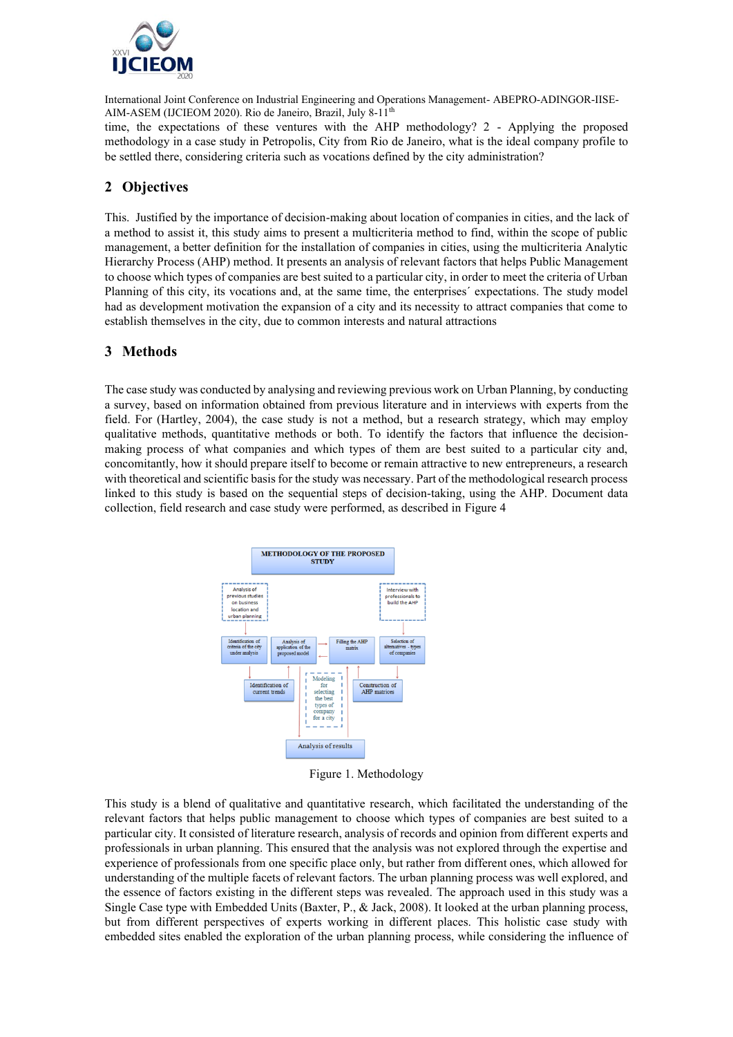time, the expectations of these ventures with the AHP methodology? 2 - Applying the proposed methodology in a case study in Petropolis, City from Rio de Janeiro, what is the ideal company profile to be settled there, considering criteria such as vocations defined by the city administration?

## 2 Objectives

This. Justified by the importance of decision-making about location of companies in cities, and the lack of a method to assist it, this study aims to present a multicriteria method to find, within the scope of public management, a better definition for the installation of companies in cities, using the multicriteria Analytic Hierarchy Process (AHP) method. It presents an analysis of relevant factors that helps Public Management to choose which types of companies are best suited to a particular city, in order to meet the criteria of Urban Planning of this city, its vocations and, at the same time, the enterprises´ expectations. The study model had as development motivation the expansion of a city and its necessity to attract companies that come to establish themselves in the city, due to common interests and natural attractions

## 3 Methods

The case study was conducted by analysing and reviewing previous work on Urban Planning, by conducting a survey, based on information obtained from previous literature and in interviews with experts from the field. For (Hartley, 2004), the case study is not a method, but a research strategy, which may employ qualitative methods, quantitative methods or both. To identify the factors that influence the decision-making process of what companies and which types of them are best suited to a particular city and, concomitantly, how it should prepare itself to become or remain attractive to new entrepreneurs, a research with theoretical and scientific basis for the study was necessary. Part of the methodological research process linked to this study is based on the sequential steps of decision-taking, using the AHP. Document data collection, field research and case study were performed, as described in Figure 4

METHODOLOGY OF THE PROPOSED STUDY

Analysis of previous studies on business location and urban planning

Interview with professionals to build the AHP

Identification of criteria of the city under analysis

Analysis of application of the proposed model

Filling the AHP matrix

Selection of alternatives - types of companies

Identification of current trends

Modeling for selecting the best types of company for a city

Construction of AHP matrices

Analysis of results

Figure 1. Methodology

This study is a blend of qualitative and quantitative research, which facilitated the understanding of the relevant factors that helps public management to choose which types of companies are best suited to a particular city. It consisted of literature research, analysis of records and opinion from different experts and professionals in urban planning. This ensured that the analysis was not explored through the expertise and experience of professionals from one specific place only, but rather from different ones, which allowed for understanding of the multiple facets of relevant factors. The urban planning process was well explored, and the essence of factors existing in the different steps was revealed. The approach used in this study was a Single Case type with Embedded Units (Baxter, P., & Jack, 2008). It looked at the urban planning process, but from different perspectives of experts working in different places. This holistic case study with embedded sites enabled the exploration of the urban planning process, while considering the influence of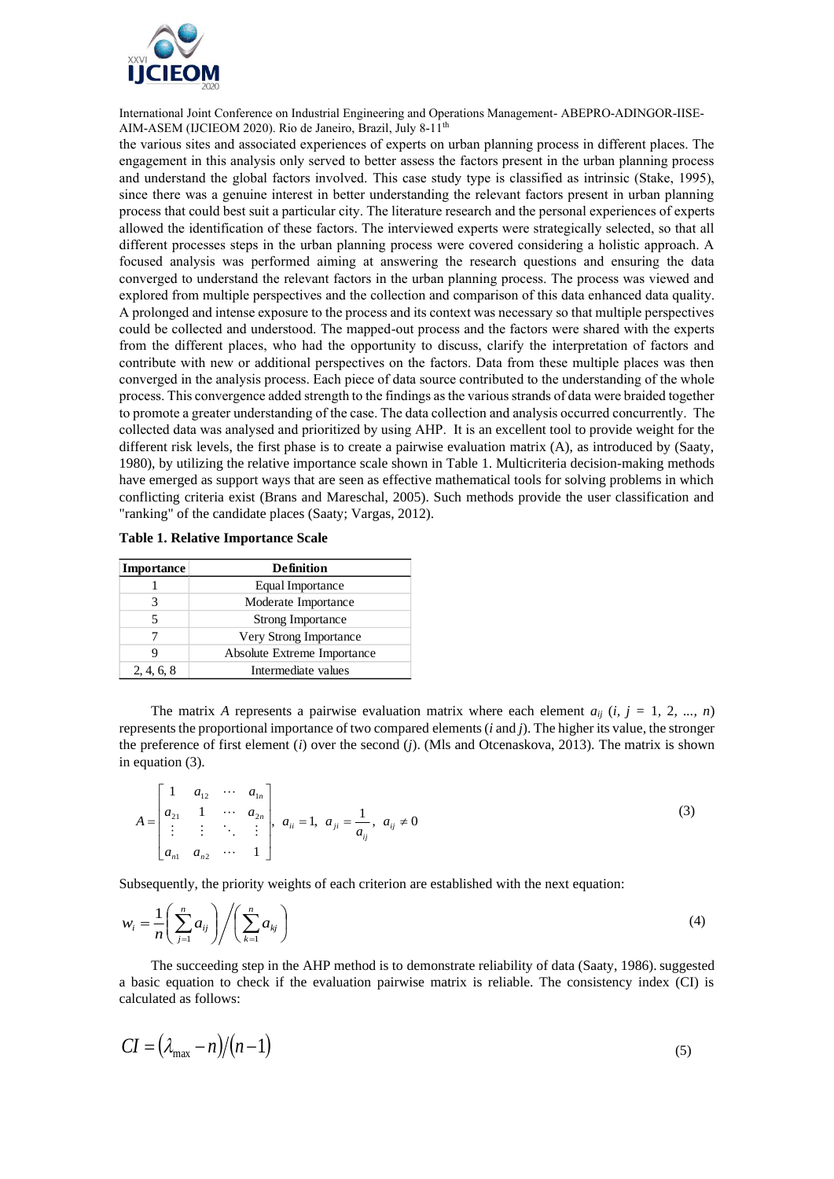the various sites and associated experiences of experts on urban planning process in different places. The engagement in this analysis only served to better assess the factors present in the urban planning process and understand the global factors involved. This case study type is classified as intrinsic (Stake, 1995), since there was a genuine interest in better understanding the relevant factors present in urban planning process that could best suit a particular city. The literature research and the personal experiences of experts allowed the identification of these factors. The interviewed experts were strategically selected, so that all different processes steps in the urban planning process were covered considering a holistic approach. A focused analysis was performed aiming at answering the research questions and ensuring the data converged to understand the relevant factors in the urban planning process. The process was viewed and explored from multiple perspectives and the collection and comparison of this data enhanced data quality. A prolonged and intense exposure to the process and its context was necessary so that multiple perspectives could be collected and understood. The mapped-out process and the factors were shared with the experts from the different places, who had the opportunity to discuss, clarify the interpretation of factors and contribute with new or additional perspectives on the factors. Data from these multiple places was then converged in the analysis process. Each piece of data source contributed to the understanding of the whole process. This convergence added strength to the findings as the various strands of data were braided together to promote a greater understanding of the case. The data collection and analysis occurred concurrently. The collected data was analysed and prioritized by using AHP. It is an excellent tool to provide weight for the different risk levels, the first phase is to create a pairwise evaluation matrix (A), as introduced by (Saaty, 1980), by utilizing the relative importance scale shown in Table 1. Multicriteria decision-making methods have emerged as support ways that are seen as effective mathematical tools for solving problems in which conflicting criteria exist (Brans and Mareschal, 2005). Such methods provide the user classification and "ranking" of the candidate places (Saaty; Vargas, 2012).

**Table 1. Relative Importance Scale**

| Importance | Definition |
|---|---|
| 1 | Equal Importance |
| 3 | Moderate Importance |
| 5 | Strong Importance |
| 7 | Very Strong Importance |
| 9 | Absolute Extreme Importance |
| 2, 4, 6, 8 | Intermediate values |

The matrix $A$ represents a pairwise evaluation matrix where each element $a_{ij}$ ($i$, $j$ = 1, 2, ..., $n$) represents the proportional importance of two compared elements ($i$ and $j$). The higher its value, the stronger the preference of first element ($i$) over the second ($j$). (Mls and Otcenaskova, 2013). The matrix is shown in equation (3).

$$A = \begin{bmatrix} 1 & a_{12} & \cdots & a_{1n} \\ a_{21} & 1 & \cdots & a_{2n} \\ \vdots & \vdots & \ddots & \vdots \\ a_{n1} & a_{n2} & \cdots & 1 \end{bmatrix}, \; a_{ii} = 1, \; a_{ji} = \frac{1}{a_{ij}}, \; a_{ij} \neq 0 \tag{3}$$

Subsequently, the priority weights of each criterion are established with the next equation:

$$w_i = \frac{1}{n}\left(\sum_{j=1}^{n} a_{ij}\right) \Bigg/ \left(\sum_{k=1}^{n} a_{kj}\right) \tag{4}$$

The succeeding step in the AHP method is to demonstrate reliability of data (Saaty, 1986). suggested a basic equation to check if the evaluation pairwise matrix is reliable. The consistency index (CI) is calculated as follows:

$$CI = (\lambda_{\max} - n)/(n-1) \tag{5}$$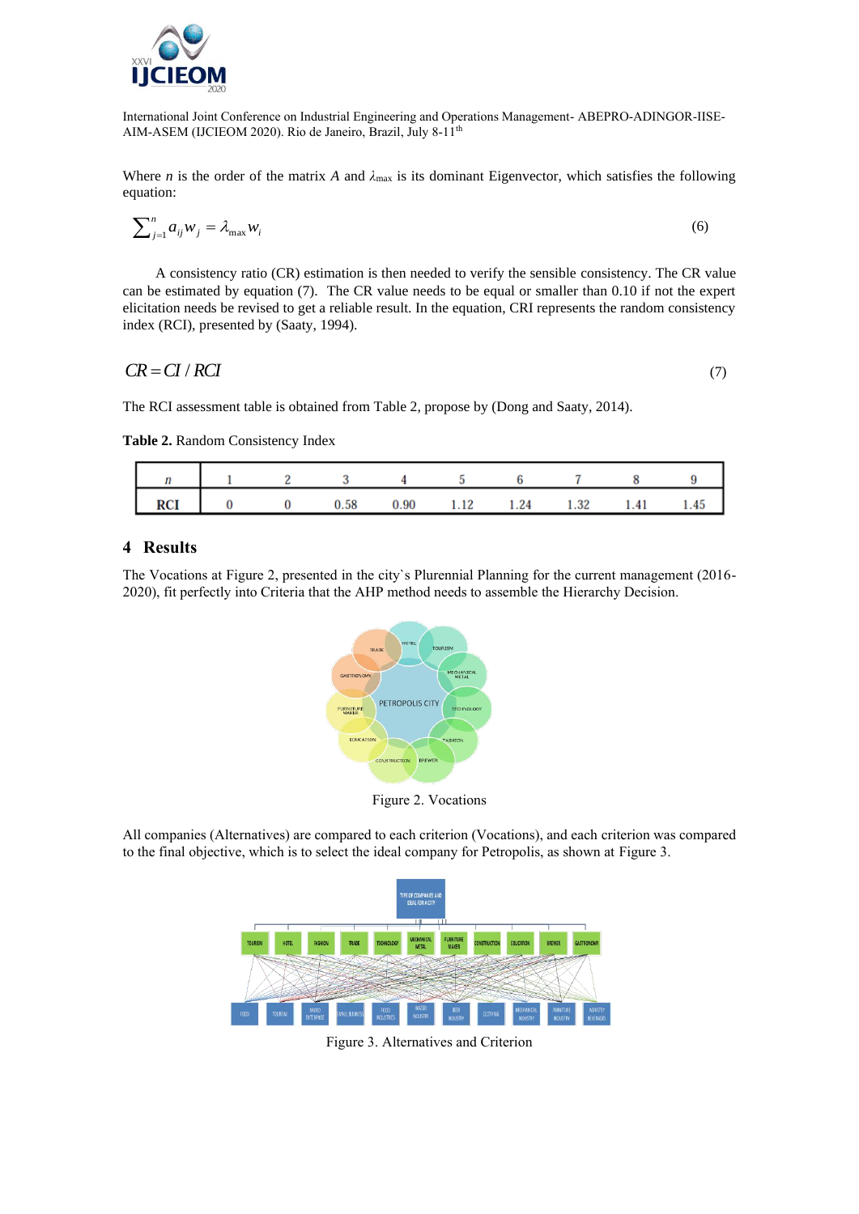Where $n$ is the order of the matrix $A$ and $\lambda_{\max}$ is its dominant Eigenvector, which satisfies the following equation:

$$\sum_{j=1}^{n} a_{ij} w_j = \lambda_{\max} w_i \tag{6}$$

A consistency ratio (CR) estimation is then needed to verify the sensible consistency. The CR value can be estimated by equation (7). The CR value needs to be equal or smaller than 0.10 if not the expert elicitation needs be revised to get a reliable result. In the equation, CRI represents the random consistency index (RCI), presented by (Saaty, 1994).

$$CR = CI / RCI \tag{7}$$

The RCI assessment table is obtained from Table 2, propose by (Dong and Saaty, 2014).

**Table 2.** Random Consistency Index

| $n$ | 1 | 2 | 3 | 4 | 5 | 6 | 7 | 8 | 9 |
|---|---|---|---|---|---|---|---|---|---|
| **RCI** | 0 | 0 | 0.58 | 0.90 | 1.12 | 1.24 | 1.32 | 1.41 | 1.45 |

## 4 Results

The Vocations at Figure 2, presented in the city`s Plurennial Planning for the current management (2016-2020), fit perfectly into Criteria that the AHP method needs to assemble the Hierarchy Decision.

Figure 2. Vocations

All companies (Alternatives) are compared to each criterion (Vocations), and each criterion was compared to the final objective, which is to select the ideal company for Petropolis, as shown at Figure 3.

Figure 3. Alternatives and Criterion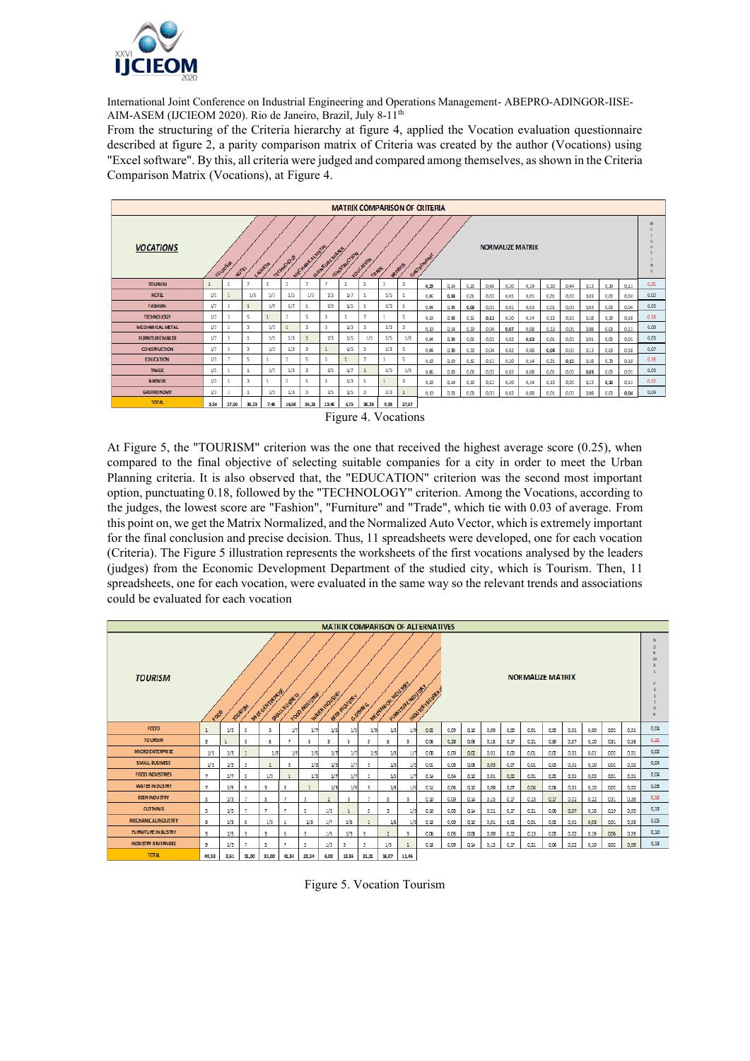From the structuring of the Criteria hierarchy at figure 4, applied the Vocation evaluation questionnaire described at figure 2, a parity comparison matrix of Criteria was created by the author (Vocations) using "Excel software". By this, all criteria were judged and compared among themselves, as shown in the Criteria Comparison Matrix (Vocations), at Figure 4.

| VOCATIONS | TOURISM | HOTEL | FASHION | TECHNOLOGY | MECHANICAL METAL | FURNITURE MAKER | CONSTRUCTION | EDUCATION | TRADE | BREWER | GASTRONOMY | NORMALIZE MATRIX | | | | | | | | | | | WEIGHTING |
|---|---|---|---|---|---|---|---|---|---|---|---|---|---|---|---|---|---|---|---|---|---|---|---|
| TOURISM | 1 | 5 | 7 | 3 | 7 | 7 | 7 | 3 | 5 | 3 | 3 | 0,29 | 0,14 | 0,23 | 0,40 | 0,20 | 0,19 | 0,30 | 0,44 | 0,13 | 0,30 | 0,11 | 0,25 |
| HOTEL | 1/5 | 1 | 1/3 | 1/7 | 1/5 | 1/3 | 1/3 | 1/7 | 1 | 1/5 | 1 | 0,06 | 0,03 | 0,01 | 0,02 | 0,01 | 0,01 | 0,01 | 0,02 | 0,03 | 0,02 | 0,04 | 0,02 |
| FASHION | 1/7 | 3 | 1 | 1/9 | 1/7 | 1 | 1/3 | 1/5 | 1 | 1/3 | 1 | 0,04 | 0,08 | 0,03 | 0,01 | 0,01 | 0,03 | 0,01 | 0,03 | 0,03 | 0,03 | 0,04 | 0,03 |
| TECHNOLOGY | 1/3 | 3 | 5 | 1 | 3 | 5 | 3 | 1 | 7 | 1 | 5 | 0,10 | 0,08 | 0,16 | 0,13 | 0,20 | 0,14 | 0,13 | 0,15 | 0,18 | 0,10 | 0,18 | 0,14 |
| MECHANICAL METAL | 1/3 | 5 | 3 | 1/3 | 1 | 3 | 3 | 1/3 | 3 | 1/3 | 3 | 0,10 | 0,14 | 0,10 | 0,04 | 0,07 | 0,08 | 0,13 | 0,05 | 0,08 | 0,03 | 0,11 | 0,08 |
| FURNITURE MAKER | 1/7 | 3 | 1 | 1/5 | 1/3 | 1 | 1/3 | 1/5 | 1/3 | 1/5 | 1/3 | 0,04 | 0,08 | 0,03 | 0,03 | 0,02 | 0,03 | 0,01 | 0,03 | 0,01 | 0,02 | 0,01 | 0,03 |
| CONSTRUCTION | 1/7 | 3 | 3 | 1/3 | 1/3 | 3 | 1 | 1/5 | 5 | 1/3 | 5 | 0,04 | 0,08 | 0,10 | 0,04 | 0,02 | 0,08 | 0,04 | 0,03 | 0,13 | 0,03 | 0,18 | 0,07 |
| EDUCATION | 1/3 | 7 | 5 | 1 | 3 | 5 | 5 | 1 | 7 | 3 | 5 | 0,10 | 0,19 | 0,16 | 0,13 | 0,20 | 0,14 | 0,21 | 0,15 | 0,18 | 0,30 | 0,18 | 0,18 |
| TRADE | 1/5 | 1 | 1 | 1/7 | 1/3 | 3 | 1/5 | 1/7 | 1 | 1/5 | 1/3 | 0,06 | 0,03 | 0,03 | 0,02 | 0,02 | 0,08 | 0,01 | 0,02 | 0,03 | 0,02 | 0,01 | 0,03 |
| BREWER | 1/3 | 5 | 3 | 1 | 3 | 5 | 3 | 1/3 | 5 | 1 | 3 | 0,10 | 0,14 | 0,10 | 0,13 | 0,20 | 0,14 | 0,13 | 0,05 | 0,13 | 0,10 | 0,11 | 0,12 |
| GASTRONOMY | 1/3 | 1 | 1 | 1/5 | 1/3 | 3 | 1/5 | 1/5 | 3 | 1/3 | 1 | 0,10 | 0,03 | 0,03 | 0,03 | 0,02 | 0,08 | 0,01 | 0,03 | 0,08 | 0,03 | 0,04 | 0,04 |
| TOTAL | 3,50 | 37,00 | 30,33 | 7,46 | 14,68 | 36,33 | 23,40 | 6,75 | 38,33 | 9,93 | 27,67 | | | | | | | | | | | | |

Figure 4. Vocations

At Figure 5, the "TOURISM" criterion was the one that received the highest average score (0.25), when compared to the final objective of selecting suitable companies for a city in order to meet the Urban Planning criteria. It is also observed that, the "EDUCATION" criterion was the second most important option, punctuating 0.18, followed by the "TECHNOLOGY" criterion. Among the Vocations, according to the judges, the lowest score are "Fashion", "Furniture" and "Trade", which tie with 0.03 of average. From this point on, we get the Matrix Normalized, and the Normalized Auto Vector, which is extremely important for the final conclusion and precise decision. Thus, 11 spreadsheets were developed, one for each vocation (Criteria). The Figure 5 illustration represents the worksheets of the first vocations analysed by the leaders (judges) from the Economic Development Department of the studied city, which is Tourism. Then, 11 spreadsheets, one for each vocation, were evaluated in the same way so the relevant trends and associations could be evaluated for each vocation

| TOURISM | FOOD | TOURISM | MICRO ENTERPRISE | SMALL BUSINESS | FOOD INDUSTRY | WATER INDUSTRY | BEER INDUSTRY | CLOTHING | MECHANICAL INDUSTRY | FURNITURE INDUSTRY | INDUSTRY BEVERAGE | NORMALIZE MATRIX | | | | | | | | | | | NORMAL VECTOR |
|---|---|---|---|---|---|---|---|---|---|---|---|---|---|---|---|---|---|---|---|---|---|---|---|
| FOOD | 1 | 1/3 | 5 | 3 | 1/7 | 1/7 | 1/5 | 1/5 | 1/9 | 1/3 | 1/9 | 0,02 | 0,09 | 0,10 | 0,09 | 0,00 | 0,01 | 0,03 | 0,01 | 0,00 | 0,02 | 0,01 | 0,04 |
| TOURISM | 3 | 1 | 3 | 5 | 7 | 5 | 3 | 5 | 3 | 5 | 3 | 0,06 | 0,28 | 0,06 | 0,15 | 0,17 | 0,21 | 0,50 | 0,37 | 0,10 | 0,31 | 0,26 | 0,22 |
| MICRO ENTERPRISE | 1/5 | 1/3 | 1 | 1/3 | 1/5 | 1/5 | 1/7 | 1/7 | 1/5 | 1/5 | 1/7 | 0,00 | 0,09 | 0,02 | 0,01 | 0,00 | 0,01 | 0,02 | 0,01 | 0,01 | 0,02 | 0,01 | 0,02 |
| SMALL BUSINESS | 1/3 | 1/5 | 3 | 1 | 5 | 1/3 | 1/7 | 1/7 | 3 | 1/5 | 1/3 | 0,01 | 0,06 | 0,06 | 0,03 | 0,07 | 0,01 | 0,03 | 0,01 | 0,10 | 0,01 | 0,02 | 0,04 |
| FOOD INDUSTRIES | 7 | 1/7 | 5 | 1/3 | 1 | 1/3 | 1/7 | 1/7 | 1 | 1/3 | 1/3 | 0,14 | 0,04 | 0,10 | 0,01 | 0,02 | 0,01 | 0,02 | 0,01 | 0,03 | 0,01 | 0,01 | 0,04 |
| WATER INDUSTRY | 7 | 1/5 | 5 | 3 | 3 | 1 | 1/3 | 1/5 | 3 | 1/3 | 1/3 | 0,14 | 0,06 | 0,10 | 0,09 | 0,07 | 0,04 | 0,06 | 0,01 | 0,10 | 0,02 | 0,02 | 0,05 |
| BEER INDUSTRY | 5 | 1/3 | 7 | 5 | 7 | 3 | 1 | 3 | 7 | 5 | 3 | 0,10 | 0,09 | 0,14 | 0,15 | 0,17 | 0,13 | 0,17 | 0,22 | 0,22 | 0,31 | 0,26 | 0,18 |
| CLOTHING | 5 | 1/5 | 7 | 7 | 7 | 5 | 1/3 | 1 | 5 | 3 | 1/3 | 0,10 | 0,05 | 0,14 | 0,21 | 0,17 | 0,21 | 0,06 | 0,07 | 0,16 | 0,19 | 0,03 | 0,13 |
| MECHANICAL INDUSTRY | 9 | 1/3 | 5 | 1/3 | 1 | 1/3 | 1/7 | 1/5 | 1 | 1/5 | 1/3 | 0,18 | 0,09 | 0,10 | 0,01 | 0,02 | 0,01 | 0,02 | 0,01 | 0,03 | 0,01 | 0,03 | 0,05 |
| FURNITURE INDUSTRY | 3 | 1/5 | 5 | 5 | 3 | 3 | 1/5 | 1/3 | 5 | 1 | 3 | 0,06 | 0,06 | 0,09 | 0,12 | 0,13 | 0,03 | 0,02 | 0,16 | 0,06 | 0,26 | 0,10 | 0,10 |
| INDUSTRY BEVERAGES | 9 | 1/3 | 7 | 5 | 7 | 5 | 1/3 | 3 | 3 | 1/3 | 1 | 0,18 | 0,09 | 0,14 | 0,15 | 0,17 | 0,21 | 0,06 | 0,22 | 0,10 | 0,01 | 0,09 | 0,13 |
| TOTAL | 49,53 | 3,61 | 51,00 | 33,00 | 41,34 | 23,34 | 6,03 | 13,36 | 31,31 | 16,07 | 11,46 | | | | | | | | | | | | |

Figure 5. Vocation Tourism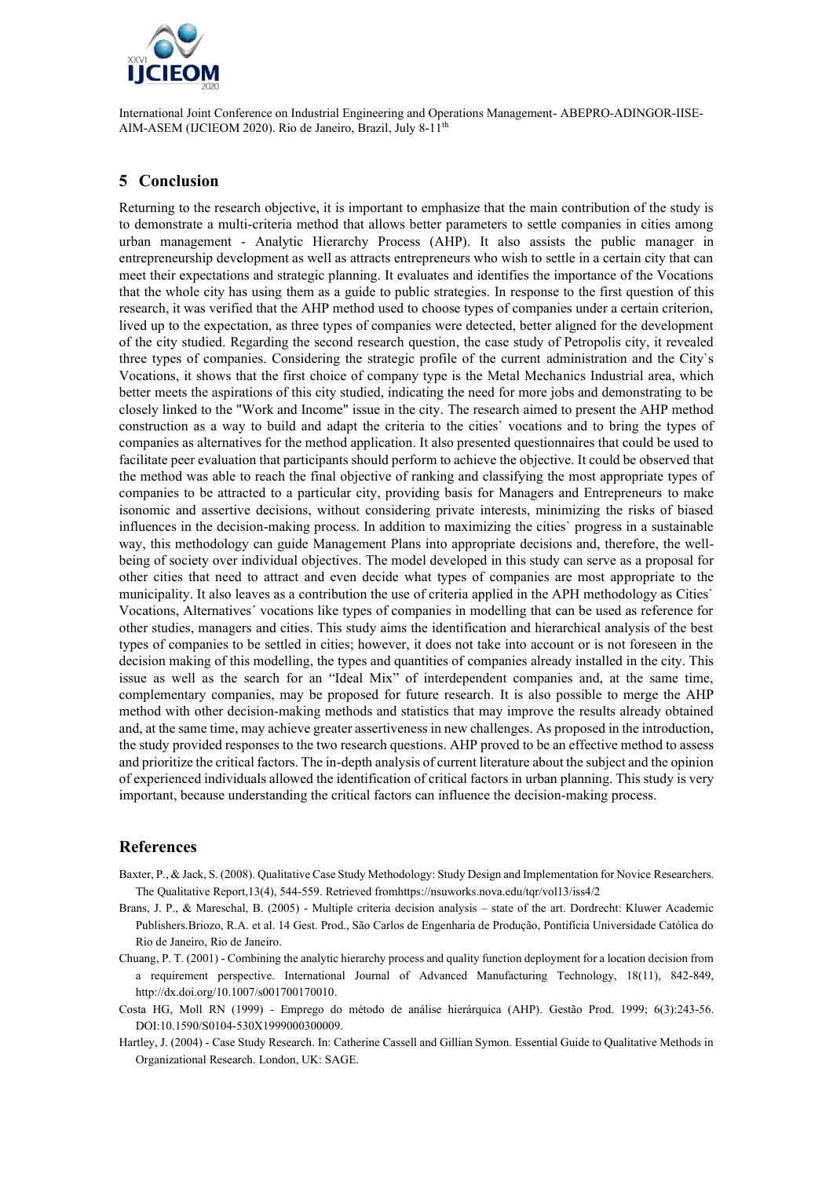## 5 Conclusion

Returning to the research objective, it is important to emphasize that the main contribution of the study is to demonstrate a multi-criteria method that allows better parameters to settle companies in cities among urban management - Analytic Hierarchy Process (AHP). It also assists the public manager in entrepreneurship development as well as attracts entrepreneurs who wish to settle in a certain city that can meet their expectations and strategic planning. It evaluates and identifies the importance of the Vocations that the whole city has using them as a guide to public strategies. In response to the first question of this research, it was verified that the AHP method used to choose types of companies under a certain criterion, lived up to the expectation, as three types of companies were detected, better aligned for the development of the city studied. Regarding the second research question, the case study of Petropolis city, it revealed three types of companies. Considering the strategic profile of the current administration and the City`s Vocations, it shows that the first choice of company type is the Metal Mechanics Industrial area, which better meets the aspirations of this city studied, indicating the need for more jobs and demonstrating to be closely linked to the "Work and Income" issue in the city. The research aimed to present the AHP method construction as a way to build and adapt the criteria to the cities` vocations and to bring the types of companies as alternatives for the method application. It also presented questionnaires that could be used to facilitate peer evaluation that participants should perform to achieve the objective. It could be observed that the method was able to reach the final objective of ranking and classifying the most appropriate types of companies to be attracted to a particular city, providing basis for Managers and Entrepreneurs to make isonomic and assertive decisions, without considering private interests, minimizing the risks of biased influences in the decision-making process. In addition to maximizing the cities` progress in a sustainable way, this methodology can guide Management Plans into appropriate decisions and, therefore, the well-being of society over individual objectives. The model developed in this study can serve as a proposal for other cities that need to attract and even decide what types of companies are most appropriate to the municipality. It also leaves as a contribution the use of criteria applied in the APH methodology as Cities` Vocations, Alternatives´ vocations like types of companies in modelling that can be used as reference for other studies, managers and cities. This study aims the identification and hierarchical analysis of the best types of companies to be settled in cities; however, it does not take into account or is not foreseen in the decision making of this modelling, the types and quantities of companies already installed in the city. This issue as well as the search for an "Ideal Mix" of interdependent companies and, at the same time, complementary companies, may be proposed for future research. It is also possible to merge the AHP method with other decision-making methods and statistics that may improve the results already obtained and, at the same time, may achieve greater assertiveness in new challenges. As proposed in the introduction, the study provided responses to the two research questions. AHP proved to be an effective method to assess and prioritize the critical factors. The in-depth analysis of current literature about the subject and the opinion of experienced individuals allowed the identification of critical factors in urban planning. This study is very important, because understanding the critical factors can influence the decision-making process.

## References

Baxter, P., & Jack, S. (2008). Qualitative Case Study Methodology: Study Design and Implementation for Novice Researchers. The Qualitative Report,13(4), 544-559. Retrieved fromhttps://nsuworks.nova.edu/tqr/vol13/iss4/2

Brans, J. P., & Mareschal, B. (2005) - Multiple criteria decision analysis – state of the art. Dordrecht: Kluwer Academic Publishers.Briozo, R.A. et al. 14 Gest. Prod., São Carlos de Engenharia de Produção, Pontifícia Universidade Católica do Rio de Janeiro, Rio de Janeiro.

Chuang, P. T. (2001) - Combining the analytic hierarchy process and quality function deployment for a location decision from a requirement perspective. International Journal of Advanced Manufacturing Technology, 18(11), 842-849, http://dx.doi.org/10.1007/s001700170010.

Costa HG, Moll RN (1999) - Emprego do método de análise hierárquica (AHP). Gestão Prod. 1999; 6(3):243-56. DOI:10.1590/S0104-530X1999000300009.

Hartley, J. (2004) - Case Study Research. In: Catherine Cassell and Gillian Symon. Essential Guide to Qualitative Methods in Organizational Research. London, UK: SAGE.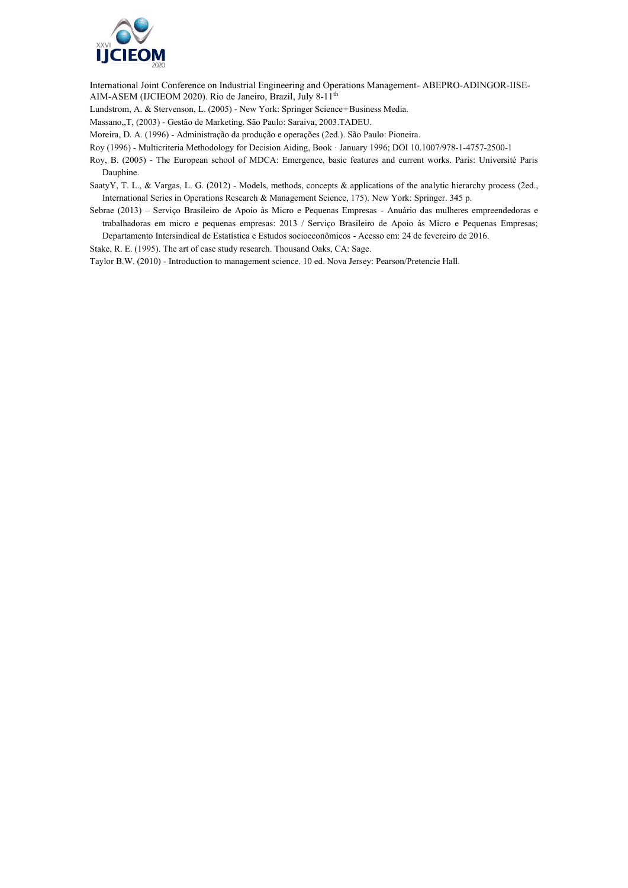Lundstrom, A. & Stervenson, L. (2005) - New York: Springer Science+Business Media.

Massano,,T, (2003) - Gestão de Marketing. São Paulo: Saraiva, 2003.TADEU.

Moreira, D. A. (1996) - Administração da produção e operações (2ed.). São Paulo: Pioneira.

Roy (1996) - Multicriteria Methodology for Decision Aiding, Book · January 1996; DOI 10.1007/978-1-4757-2500-1

Roy, B. (2005) - The European school of MDCA: Emergence, basic features and current works. Paris: Université Paris Dauphine.

SaatyY, T. L., & Vargas, L. G. (2012) - Models, methods, concepts & applications of the analytic hierarchy process (2ed., International Series in Operations Research & Management Science, 175). New York: Springer. 345 p.

Sebrae (2013) – Serviço Brasileiro de Apoio às Micro e Pequenas Empresas - Anuário das mulheres empreendedoras e trabalhadoras em micro e pequenas empresas: 2013 / Serviço Brasileiro de Apoio às Micro e Pequenas Empresas; Departamento Intersindical de Estatística e Estudos socioeconômicos - Acesso em: 24 de fevereiro de 2016.

Stake, R. E. (1995). The art of case study research. Thousand Oaks, CA: Sage.

Taylor B.W. (2010) - Introduction to management science. 10 ed. Nova Jersey: Pearson/Pretencie Hall.